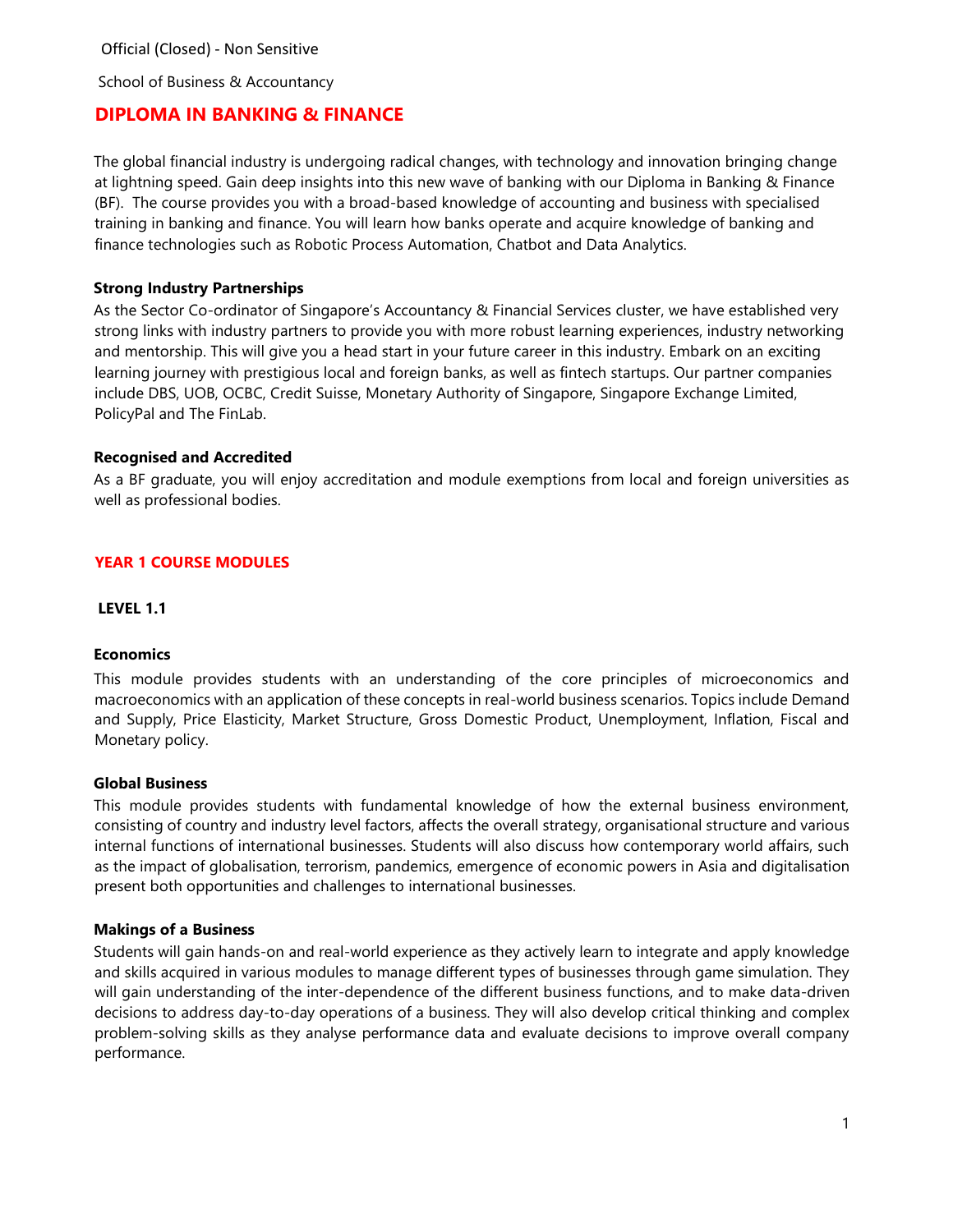Official (Closed) - Non Sensitive

School of Business & Accountancy

# DIPLOMA IN BANKING & FINANCE

The global financial industry is undergoing radical changes, with technology and innovation bringing change at lightning speed. Gain deep insights into this new wave of banking with our Diploma in Banking & Finance (BF). The course provides you with a broad-based knowledge of accounting and business with specialised training in banking and finance. You will learn how banks operate and acquire knowledge of banking and finance technologies such as Robotic Process Automation, Chatbot and Data Analytics.

**Strong Industry Partnerships**

As the Sector Co-ordinator of Singapore's Accountancy & Financial Services cluster, we have established very strong links with industry partners to provide you with more robust learning experiences, industry networking and mentorship. This will give you a head start in your future career in this industry. Embark on an exciting learning journey with prestigious local and foreign banks, as well as fintech startups. Our partner companies include DBS, UOB, OCBC, Credit Suisse, Monetary Authority of Singapore, Singapore Exchange Limited, PolicyPal and The FinLab.

**Recognised and Accredited**

As a BF graduate, you will enjoy accreditation and module exemptions from local and foreign universities as well as professional bodies.

## YEAR 1 COURSE MODULES

### LEVEL 1.1

**Economics**

This module provides students with an understanding of the core principles of microeconomics and macroeconomics with an application of these concepts in real-world business scenarios. Topics include Demand and Supply, Price Elasticity, Market Structure, Gross Domestic Product, Unemployment, Inflation, Fiscal and Monetary policy.

**Global Business**

This module provides students with fundamental knowledge of how the external business environment, consisting of country and industry level factors, affects the overall strategy, organisational structure and various internal functions of international businesses. Students will also discuss how contemporary world affairs, such as the impact of globalisation, terrorism, pandemics, emergence of economic powers in Asia and digitalisation present both opportunities and challenges to international businesses.

**Makings of a Business**

Students will gain hands-on and real-world experience as they actively learn to integrate and apply knowledge and skills acquired in various modules to manage different types of businesses through game simulation. They will gain understanding of the inter-dependence of the different business functions, and to make data-driven decisions to address day-to-day operations of a business. They will also develop critical thinking and complex problem-solving skills as they analyse performance data and evaluate decisions to improve overall company performance.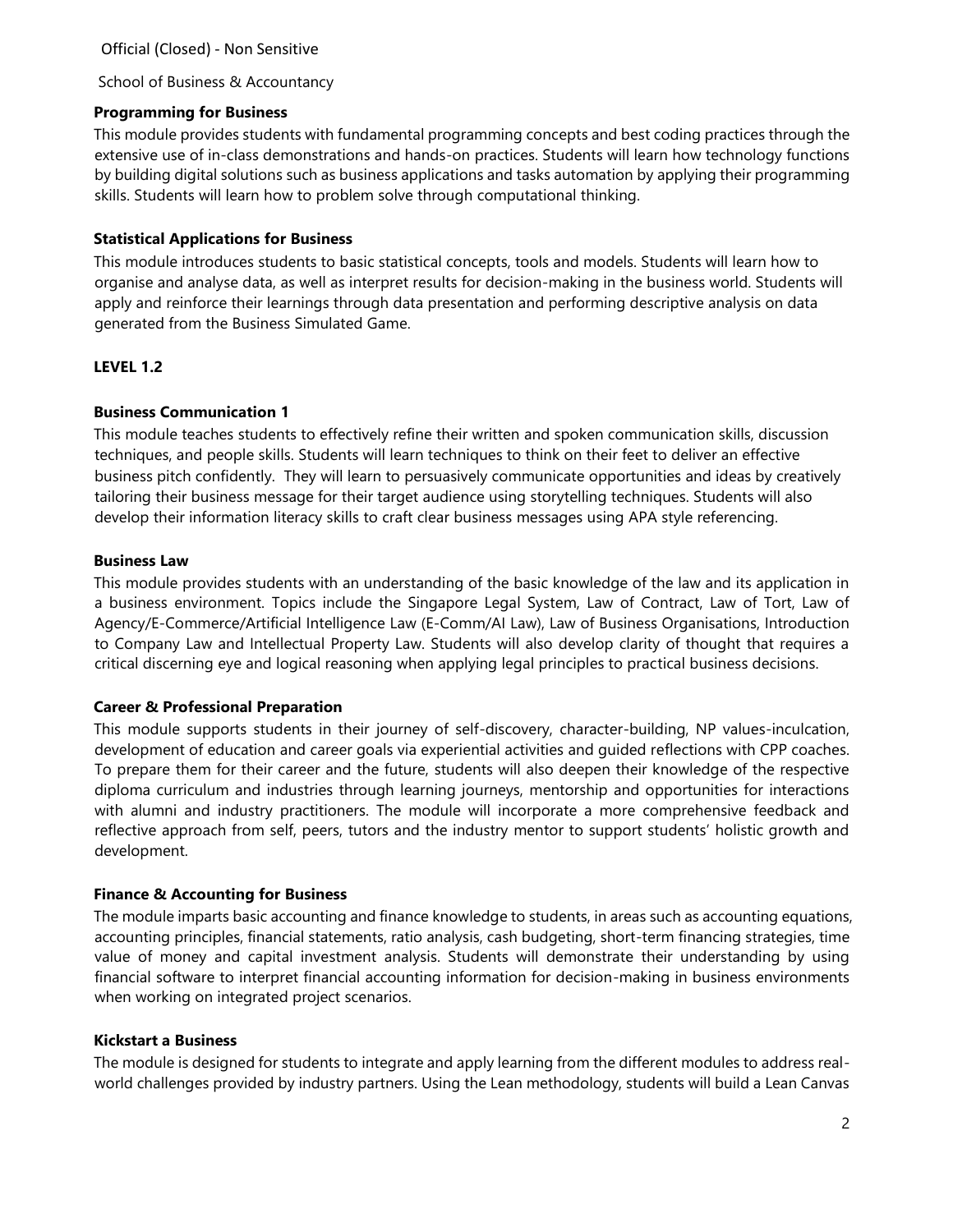### Programming for Business

This module provides students with fundamental programming concepts and best coding practices through the extensive use of in-class demonstrations and hands-on practices. Students will learn how technology functions by building digital solutions such as business applications and tasks automation by applying their programming skills. Students will learn how to problem solve through computational thinking.

### Statistical Applications for Business

This module introduces students to basic statistical concepts, tools and models. Students will learn how to organise and analyse data, as well as interpret results for decision-making in the business world. Students will apply and reinforce their learnings through data presentation and performing descriptive analysis on data generated from the Business Simulated Game.

## LEVEL 1.2

### Business Communication 1

This module teaches students to effectively refine their written and spoken communication skills, discussion techniques, and people skills. Students will learn techniques to think on their feet to deliver an effective business pitch confidently. They will learn to persuasively communicate opportunities and ideas by creatively tailoring their business message for their target audience using storytelling techniques. Students will also develop their information literacy skills to craft clear business messages using APA style referencing.

### Business Law

This module provides students with an understanding of the basic knowledge of the law and its application in a business environment. Topics include the Singapore Legal System, Law of Contract, Law of Tort, Law of Agency/E-Commerce/Artificial Intelligence Law (E-Comm/AI Law), Law of Business Organisations, Introduction to Company Law and Intellectual Property Law. Students will also develop clarity of thought that requires a critical discerning eye and logical reasoning when applying legal principles to practical business decisions.

### Career & Professional Preparation

This module supports students in their journey of self-discovery, character-building, NP values-inculcation, development of education and career goals via experiential activities and guided reflections with CPP coaches. To prepare them for their career and the future, students will also deepen their knowledge of the respective diploma curriculum and industries through learning journeys, mentorship and opportunities for interactions with alumni and industry practitioners. The module will incorporate a more comprehensive feedback and reflective approach from self, peers, tutors and the industry mentor to support students' holistic growth and development.

### Finance & Accounting for Business

The module imparts basic accounting and finance knowledge to students, in areas such as accounting equations, accounting principles, financial statements, ratio analysis, cash budgeting, short-term financing strategies, time value of money and capital investment analysis. Students will demonstrate their understanding by using financial software to interpret financial accounting information for decision-making in business environments when working on integrated project scenarios.

### Kickstart a Business

The module is designed for students to integrate and apply learning from the different modules to address real-world challenges provided by industry partners. Using the Lean methodology, students will build a Lean Canvas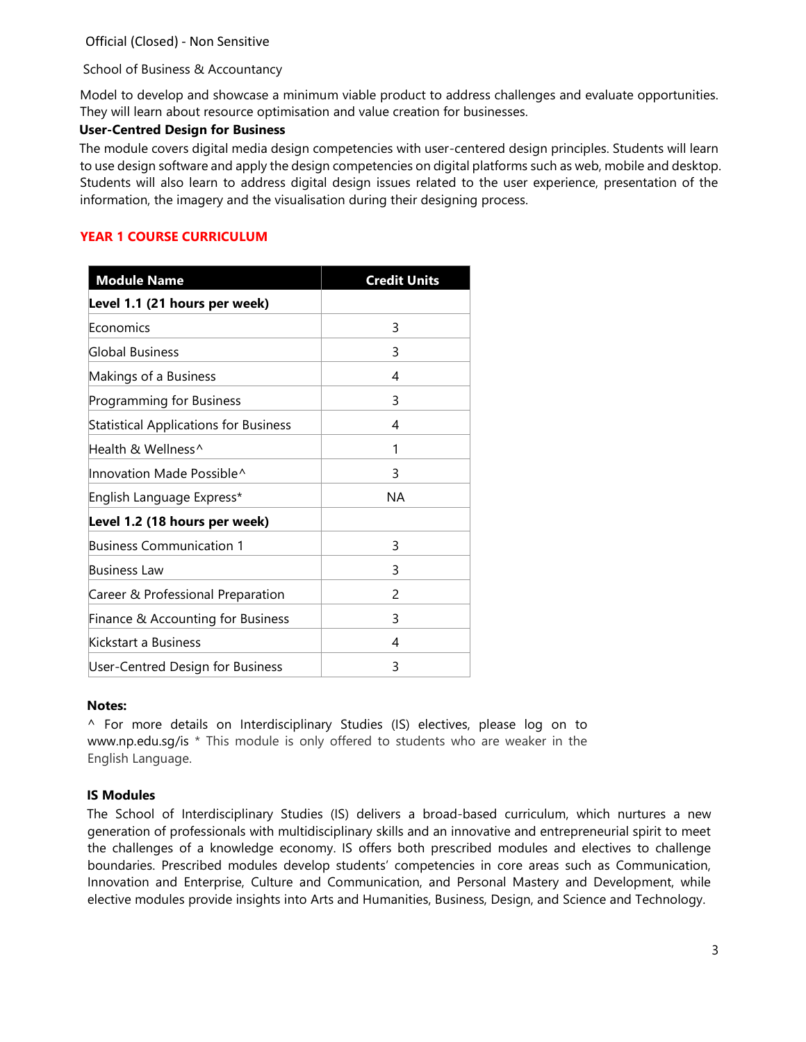Model to develop and showcase a minimum viable product to address challenges and evaluate opportunities. They will learn about resource optimisation and value creation for businesses.

**User-Centred Design for Business**

The module covers digital media design competencies with user-centered design principles. Students will learn to use design software and apply the design competencies on digital platforms such as web, mobile and desktop. Students will also learn to address digital design issues related to the user experience, presentation of the information, the imagery and the visualisation during their designing process.

## YEAR 1 COURSE CURRICULUM

| Module Name | Credit Units |
| --- | --- |
| **Level 1.1 (21 hours per week)** | |
| Economics | 3 |
| Global Business | 3 |
| Makings of a Business | 4 |
| Programming for Business | 3 |
| Statistical Applications for Business | 4 |
| Health & Wellness^ | 1 |
| Innovation Made Possible^ | 3 |
| English Language Express* | NA |
| **Level 1.2 (18 hours per week)** | |
| Business Communication 1 | 3 |
| Business Law | 3 |
| Career & Professional Preparation | 2 |
| Finance & Accounting for Business | 3 |
| Kickstart a Business | 4 |
| User-Centred Design for Business | 3 |

**Notes:**

^ For more details on Interdisciplinary Studies (IS) electives, please log on to www.np.edu.sg/is * This module is only offered to students who are weaker in the English Language.

**IS Modules**

The School of Interdisciplinary Studies (IS) delivers a broad-based curriculum, which nurtures a new generation of professionals with multidisciplinary skills and an innovative and entrepreneurial spirit to meet the challenges of a knowledge economy. IS offers both prescribed modules and electives to challenge boundaries. Prescribed modules develop students' competencies in core areas such as Communication, Innovation and Enterprise, Culture and Communication, and Personal Mastery and Development, while elective modules provide insights into Arts and Humanities, Business, Design, and Science and Technology.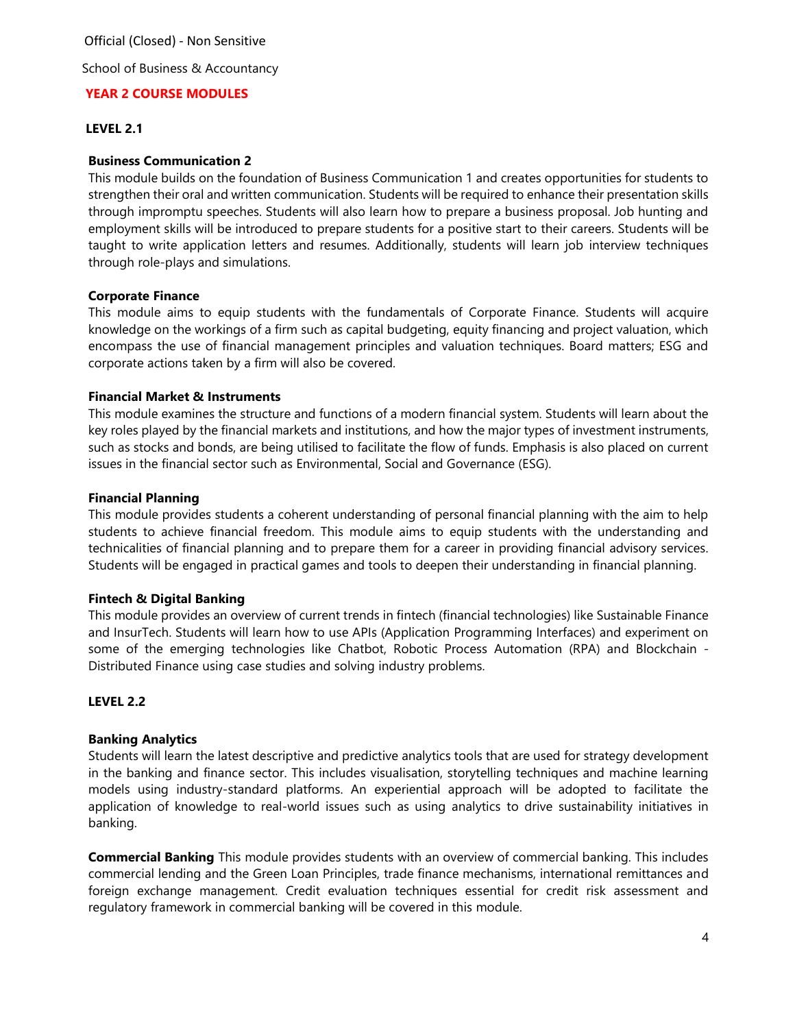Official (Closed) - Non Sensitive

School of Business & Accountancy

## YEAR 2 COURSE MODULES

### LEVEL 2.1

**Business Communication 2**

This module builds on the foundation of Business Communication 1 and creates opportunities for students to strengthen their oral and written communication. Students will be required to enhance their presentation skills through impromptu speeches. Students will also learn how to prepare a business proposal. Job hunting and employment skills will be introduced to prepare students for a positive start to their careers. Students will be taught to write application letters and resumes. Additionally, students will learn job interview techniques through role-plays and simulations.

**Corporate Finance**

This module aims to equip students with the fundamentals of Corporate Finance. Students will acquire knowledge on the workings of a firm such as capital budgeting, equity financing and project valuation, which encompass the use of financial management principles and valuation techniques. Board matters; ESG and corporate actions taken by a firm will also be covered.

**Financial Market & Instruments**

This module examines the structure and functions of a modern financial system. Students will learn about the key roles played by the financial markets and institutions, and how the major types of investment instruments, such as stocks and bonds, are being utilised to facilitate the flow of funds. Emphasis is also placed on current issues in the financial sector such as Environmental, Social and Governance (ESG).

**Financial Planning**

This module provides students a coherent understanding of personal financial planning with the aim to help students to achieve financial freedom. This module aims to equip students with the understanding and technicalities of financial planning and to prepare them for a career in providing financial advisory services. Students will be engaged in practical games and tools to deepen their understanding in financial planning.

**Fintech & Digital Banking**

This module provides an overview of current trends in fintech (financial technologies) like Sustainable Finance and InsurTech. Students will learn how to use APIs (Application Programming Interfaces) and experiment on some of the emerging technologies like Chatbot, Robotic Process Automation (RPA) and Blockchain - Distributed Finance using case studies and solving industry problems.

### LEVEL 2.2

**Banking Analytics**

Students will learn the latest descriptive and predictive analytics tools that are used for strategy development in the banking and finance sector. This includes visualisation, storytelling techniques and machine learning models using industry-standard platforms. An experiential approach will be adopted to facilitate the application of knowledge to real-world issues such as using analytics to drive sustainability initiatives in banking.

**Commercial Banking** This module provides students with an overview of commercial banking. This includes commercial lending and the Green Loan Principles, trade finance mechanisms, international remittances and foreign exchange management. Credit evaluation techniques essential for credit risk assessment and regulatory framework in commercial banking will be covered in this module.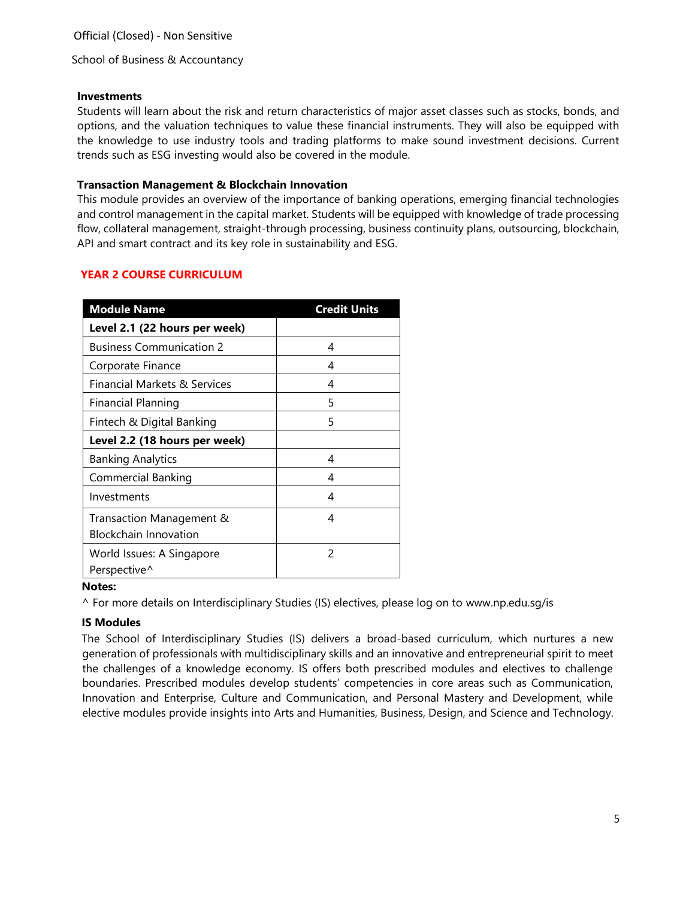### Investments

Students will learn about the risk and return characteristics of major asset classes such as stocks, bonds, and options, and the valuation techniques to value these financial instruments. They will also be equipped with the knowledge to use industry tools and trading platforms to make sound investment decisions. Current trends such as ESG investing would also be covered in the module.

### Transaction Management & Blockchain Innovation

This module provides an overview of the importance of banking operations, emerging financial technologies and control management in the capital market. Students will be equipped with knowledge of trade processing flow, collateral management, straight-through processing, business continuity plans, outsourcing, blockchain, API and smart contract and its key role in sustainability and ESG.

## YEAR 2 COURSE CURRICULUM

| Module Name | Credit Units |
|---|---|
| **Level 2.1 (22 hours per week)** | |
| Business Communication 2 | 4 |
| Corporate Finance | 4 |
| Financial Markets & Services | 4 |
| Financial Planning | 5 |
| Fintech & Digital Banking | 5 |
| **Level 2.2 (18 hours per week)** | |
| Banking Analytics | 4 |
| Commercial Banking | 4 |
| Investments | 4 |
| Transaction Management & Blockchain Innovation | 4 |
| World Issues: A Singapore Perspective^ | 2 |

**Notes:**

^ For more details on Interdisciplinary Studies (IS) electives, please log on to www.np.edu.sg/is

### IS Modules

The School of Interdisciplinary Studies (IS) delivers a broad-based curriculum, which nurtures a new generation of professionals with multidisciplinary skills and an innovative and entrepreneurial spirit to meet the challenges of a knowledge economy. IS offers both prescribed modules and electives to challenge boundaries. Prescribed modules develop students' competencies in core areas such as Communication, Innovation and Enterprise, Culture and Communication, and Personal Mastery and Development, while elective modules provide insights into Arts and Humanities, Business, Design, and Science and Technology.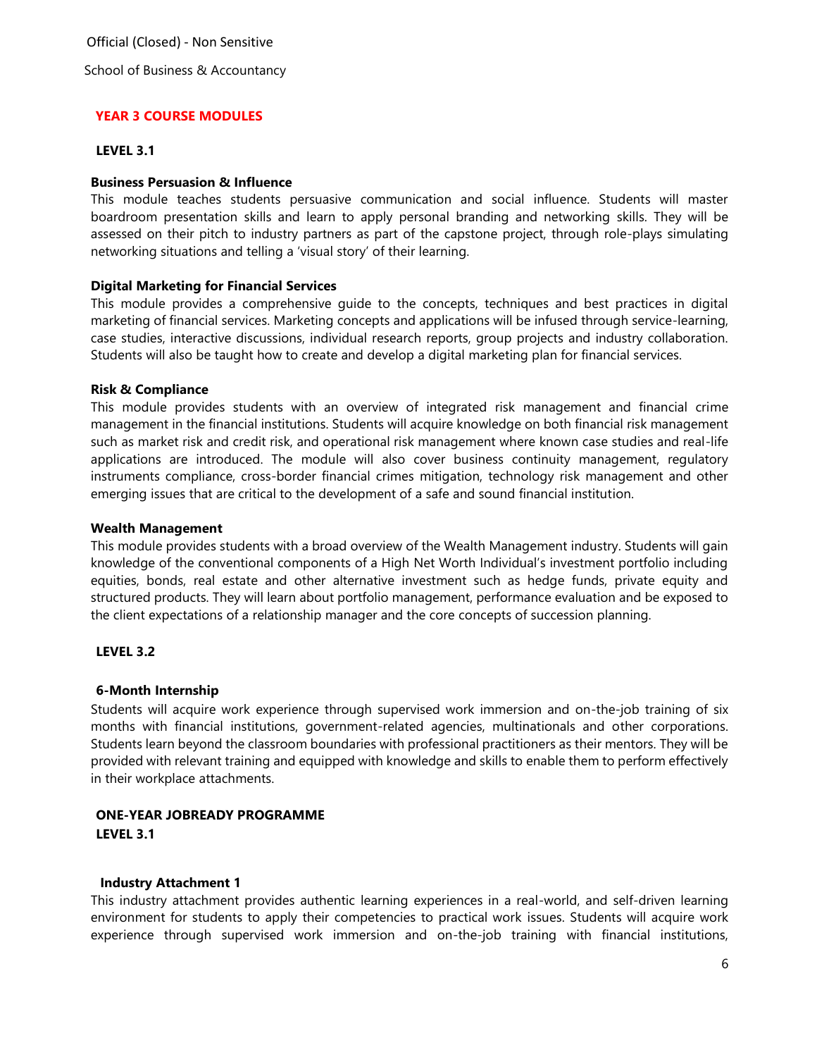## YEAR 3 COURSE MODULES

### LEVEL 3.1

**Business Persuasion & Influence**

This module teaches students persuasive communication and social influence. Students will master boardroom presentation skills and learn to apply personal branding and networking skills. They will be assessed on their pitch to industry partners as part of the capstone project, through role-plays simulating networking situations and telling a 'visual story' of their learning.

**Digital Marketing for Financial Services**

This module provides a comprehensive guide to the concepts, techniques and best practices in digital marketing of financial services. Marketing concepts and applications will be infused through service-learning, case studies, interactive discussions, individual research reports, group projects and industry collaboration. Students will also be taught how to create and develop a digital marketing plan for financial services.

**Risk & Compliance**

This module provides students with an overview of integrated risk management and financial crime management in the financial institutions. Students will acquire knowledge on both financial risk management such as market risk and credit risk, and operational risk management where known case studies and real-life applications are introduced. The module will also cover business continuity management, regulatory instruments compliance, cross-border financial crimes mitigation, technology risk management and other emerging issues that are critical to the development of a safe and sound financial institution.

**Wealth Management**

This module provides students with a broad overview of the Wealth Management industry. Students will gain knowledge of the conventional components of a High Net Worth Individual's investment portfolio including equities, bonds, real estate and other alternative investment such as hedge funds, private equity and structured products. They will learn about portfolio management, performance evaluation and be exposed to the client expectations of a relationship manager and the core concepts of succession planning.

### LEVEL 3.2

**6-Month Internship**

Students will acquire work experience through supervised work immersion and on-the-job training of six months with financial institutions, government-related agencies, multinationals and other corporations. Students learn beyond the classroom boundaries with professional practitioners as their mentors. They will be provided with relevant training and equipped with knowledge and skills to enable them to perform effectively in their workplace attachments.

### ONE-YEAR JOBREADY PROGRAMME

### LEVEL 3.1

**Industry Attachment 1**

This industry attachment provides authentic learning experiences in a real-world, and self-driven learning environment for students to apply their competencies to practical work issues. Students will acquire work experience through supervised work immersion and on-the-job training with financial institutions,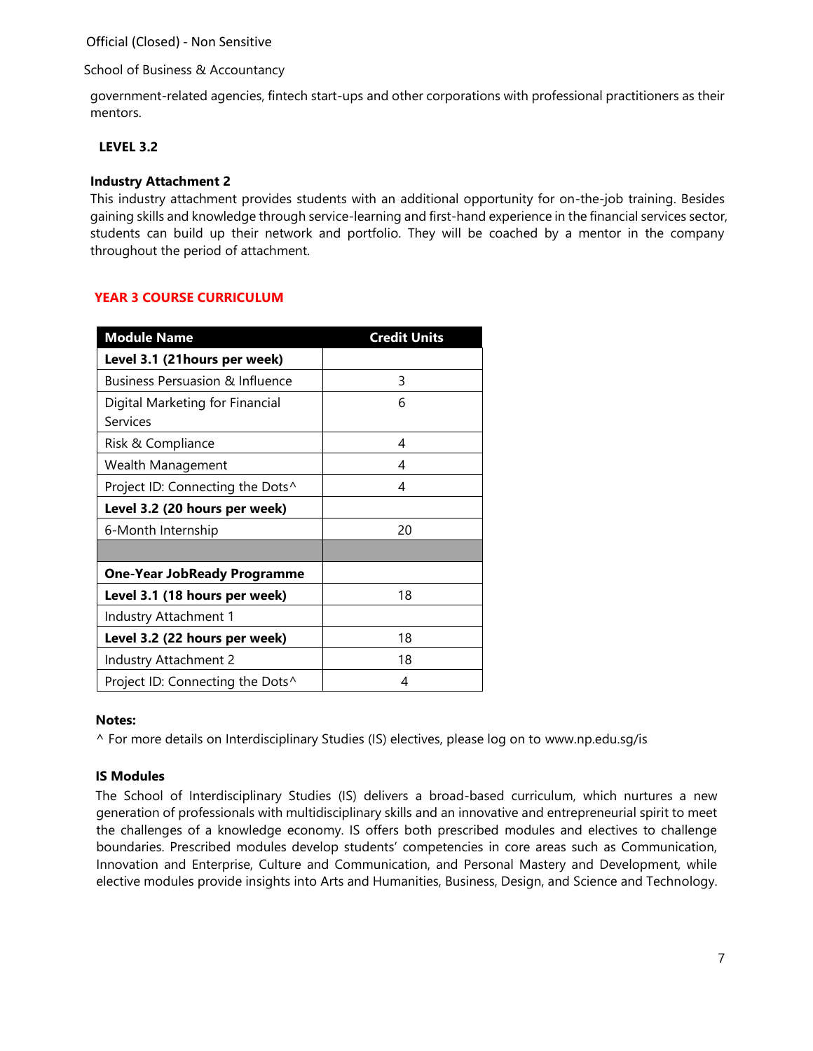government-related agencies, fintech start-ups and other corporations with professional practitioners as their mentors.

### LEVEL 3.2

**Industry Attachment 2**
This industry attachment provides students with an additional opportunity for on-the-job training. Besides gaining skills and knowledge through service-learning and first-hand experience in the financial services sector, students can build up their network and portfolio. They will be coached by a mentor in the company throughout the period of attachment.

## YEAR 3 COURSE CURRICULUM

| Module Name | Credit Units |
|---|---|
| **Level 3.1 (21hours per week)** | |
| Business Persuasion & Influence | 3 |
| Digital Marketing for Financial Services | 6 |
| Risk & Compliance | 4 |
| Wealth Management | 4 |
| Project ID: Connecting the Dots^ | 4 |
| **Level 3.2 (20 hours per week)** | |
| 6-Month Internship | 20 |
| | |
| **One-Year JobReady Programme** | |
| **Level 3.1 (18 hours per week)** | 18 |
| Industry Attachment 1 | |
| **Level 3.2 (22 hours per week)** | 18 |
| Industry Attachment 2 | 18 |
| Project ID: Connecting the Dots^ | 4 |

**Notes:**
^ For more details on Interdisciplinary Studies (IS) electives, please log on to www.np.edu.sg/is

**IS Modules**
The School of Interdisciplinary Studies (IS) delivers a broad-based curriculum, which nurtures a new generation of professionals with multidisciplinary skills and an innovative and entrepreneurial spirit to meet the challenges of a knowledge economy. IS offers both prescribed modules and electives to challenge boundaries. Prescribed modules develop students' competencies in core areas such as Communication, Innovation and Enterprise, Culture and Communication, and Personal Mastery and Development, while elective modules provide insights into Arts and Humanities, Business, Design, and Science and Technology.